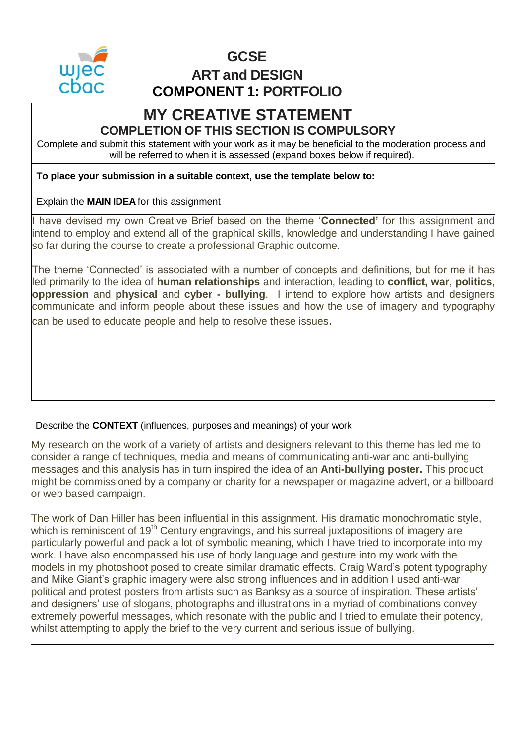# GCSE
## ART and DESIGN
## COMPONENT 1: PORTFOLIO

## MY CREATIVE STATEMENT
### COMPLETION OF THIS SECTION IS COMPULSORY

Complete and submit this statement with your work as it may be beneficial to the moderation process and will be referred to when it is assessed (expand boxes below if required).

**To place your submission in a suitable context, use the template below to:**

Explain the **MAIN IDEA** for this assignment

I have devised my own Creative Brief based on the theme '**Connected'** for this assignment and intend to employ and extend all of the graphical skills, knowledge and understanding I have gained so far during the course to create a professional Graphic outcome.

The theme 'Connected' is associated with a number of concepts and definitions, but for me it has led primarily to the idea of **human relationships** and interaction, leading to **conflict, war**, **politics**, **oppression** and **physical** and **cyber - bullying**. I intend to explore how artists and designers communicate and inform people about these issues and how the use of imagery and typography can be used to educate people and help to resolve these issues.

Describe the **CONTEXT** (influences, purposes and meanings) of your work

My research on the work of a variety of artists and designers relevant to this theme has led me to consider a range of techniques, media and means of communicating anti-war and anti-bullying messages and this analysis has in turn inspired the idea of an **Anti-bullying poster.** This product might be commissioned by a company or charity for a newspaper or magazine advert, or a billboard or web based campaign.

The work of Dan Hiller has been influential in this assignment. His dramatic monochromatic style, which is reminiscent of 19th Century engravings, and his surreal juxtapositions of imagery are particularly powerful and pack a lot of symbolic meaning, which I have tried to incorporate into my work. I have also encompassed his use of body language and gesture into my work with the models in my photoshoot posed to create similar dramatic effects. Craig Ward's potent typography and Mike Giant's graphic imagery were also strong influences and in addition I used anti-war political and protest posters from artists such as Banksy as a source of inspiration. These artists' and designers' use of slogans, photographs and illustrations in a myriad of combinations convey extremely powerful messages, which resonate with the public and I tried to emulate their potency, whilst attempting to apply the brief to the very current and serious issue of bullying.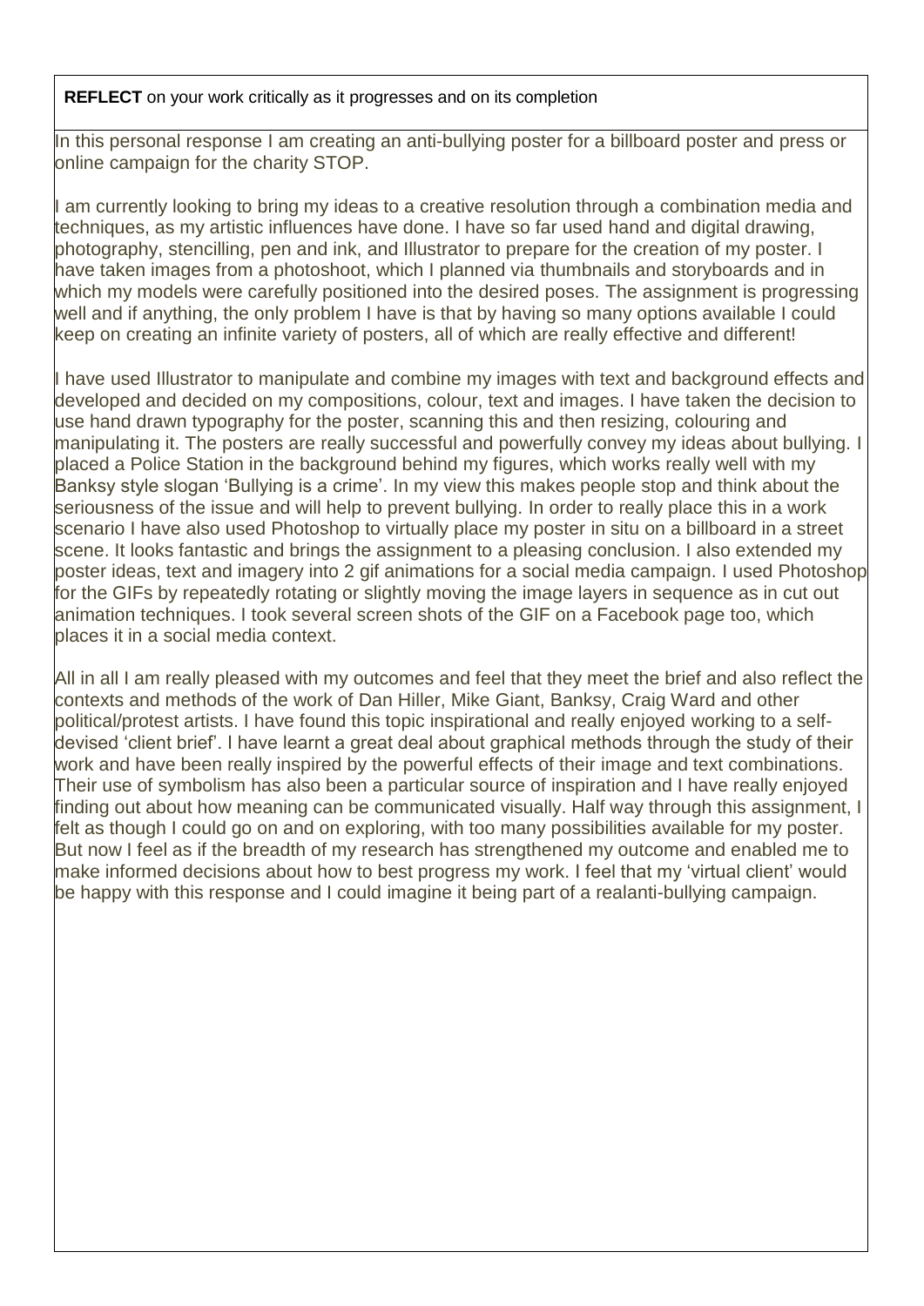**REFLECT** on your work critically as it progresses and on its completion

In this personal response I am creating an anti-bullying poster for a billboard poster and press or online campaign for the charity STOP.

I am currently looking to bring my ideas to a creative resolution through a combination media and techniques, as my artistic influences have done. I have so far used hand and digital drawing, photography, stencilling, pen and ink, and Illustrator to prepare for the creation of my poster. I have taken images from a photoshoot, which I planned via thumbnails and storyboards and in which my models were carefully positioned into the desired poses. The assignment is progressing well and if anything, the only problem I have is that by having so many options available I could keep on creating an infinite variety of posters, all of which are really effective and different!

I have used Illustrator to manipulate and combine my images with text and background effects and developed and decided on my compositions, colour, text and images. I have taken the decision to use hand drawn typography for the poster, scanning this and then resizing, colouring and manipulating it. The posters are really successful and powerfully convey my ideas about bullying. I placed a Police Station in the background behind my figures, which works really well with my Banksy style slogan 'Bullying is a crime'. In my view this makes people stop and think about the seriousness of the issue and will help to prevent bullying. In order to really place this in a work scenario I have also used Photoshop to virtually place my poster in situ on a billboard in a street scene. It looks fantastic and brings the assignment to a pleasing conclusion. I also extended my poster ideas, text and imagery into 2 gif animations for a social media campaign. I used Photoshop for the GIFs by repeatedly rotating or slightly moving the image layers in sequence as in cut out animation techniques. I took several screen shots of the GIF on a Facebook page too, which places it in a social media context.

All in all I am really pleased with my outcomes and feel that they meet the brief and also reflect the contexts and methods of the work of Dan Hiller, Mike Giant, Banksy, Craig Ward and other political/protest artists. I have found this topic inspirational and really enjoyed working to a self-devised 'client brief'. I have learnt a great deal about graphical methods through the study of their work and have been really inspired by the powerful effects of their image and text combinations. Their use of symbolism has also been a particular source of inspiration and I have really enjoyed finding out about how meaning can be communicated visually. Half way through this assignment, I felt as though I could go on and on exploring, with too many possibilities available for my poster. But now I feel as if the breadth of my research has strengthened my outcome and enabled me to make informed decisions about how to best progress my work. I feel that my 'virtual client' would be happy with this response and I could imagine it being part of a realanti-bullying campaign.